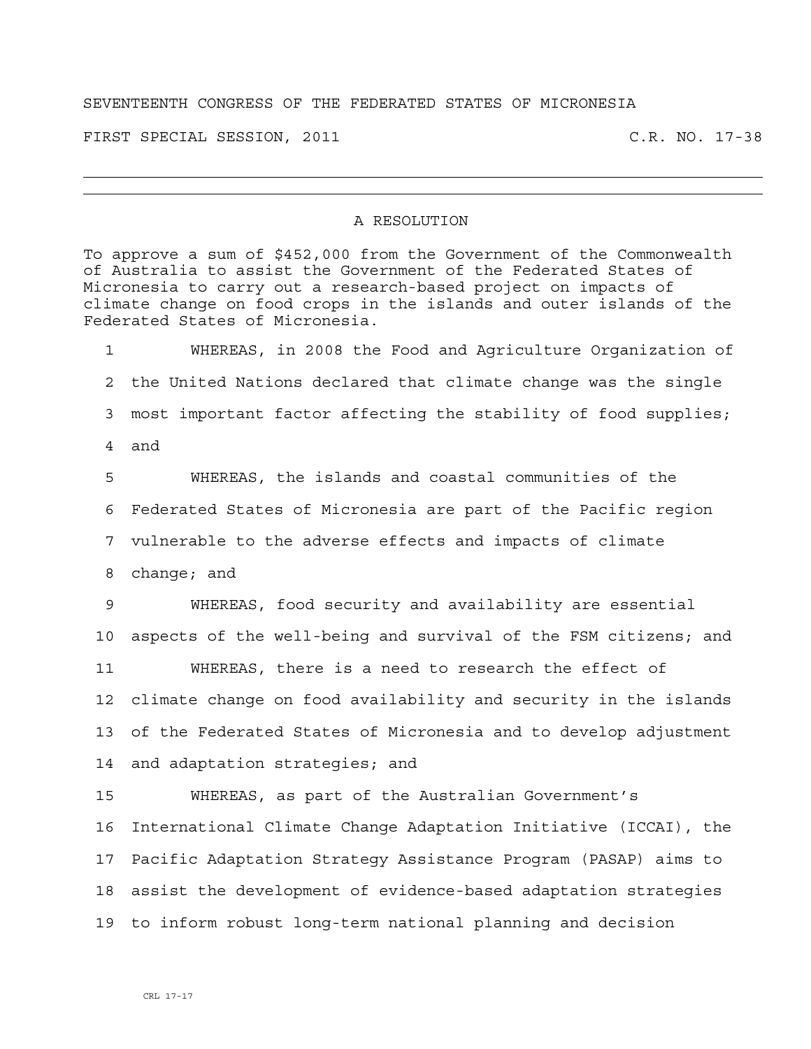SEVENTEENTH CONGRESS OF THE FEDERATED STATES OF MICRONESIA

FIRST SPECIAL SESSION, 2011 C.R. NO. 17-38

---

A RESOLUTION

To approve a sum of $452,000 from the Government of the Commonwealth of Australia to assist the Government of the Federated States of Micronesia to carry out a research-based project on impacts of climate change on food crops in the islands and outer islands of the Federated States of Micronesia.

1 WHEREAS, in 2008 the Food and Agriculture Organization of
2 the United Nations declared that climate change was the single
3 most important factor affecting the stability of food supplies;
4 and

5 WHEREAS, the islands and coastal communities of the
6 Federated States of Micronesia are part of the Pacific region
7 vulnerable to the adverse effects and impacts of climate
8 change; and

9 WHEREAS, food security and availability are essential
10 aspects of the well-being and survival of the FSM citizens; and

11 WHEREAS, there is a need to research the effect of
12 climate change on food availability and security in the islands
13 of the Federated States of Micronesia and to develop adjustment
14 and adaptation strategies; and

15 WHEREAS, as part of the Australian Government's
16 International Climate Change Adaptation Initiative (ICCAI), the
17 Pacific Adaptation Strategy Assistance Program (PASAP) aims to
18 assist the development of evidence-based adaptation strategies
19 to inform robust long-term national planning and decision

CRL 17-17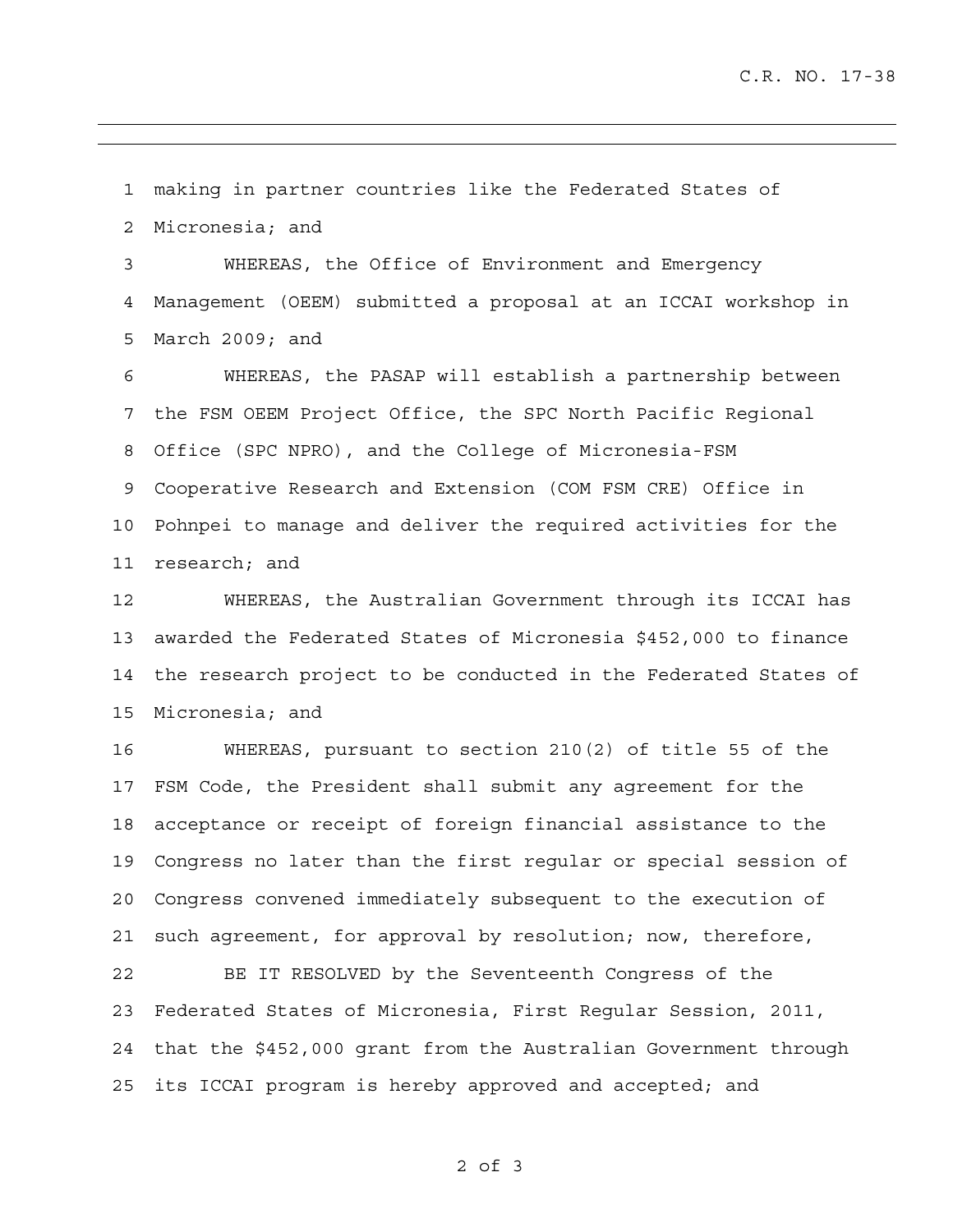making in partner countries like the Federated States of Micronesia; and

WHEREAS, the Office of Environment and Emergency Management (OEEM) submitted a proposal at an ICCAI workshop in March 2009; and

WHEREAS, the PASAP will establish a partnership between the FSM OEEM Project Office, the SPC North Pacific Regional Office (SPC NPRO), and the College of Micronesia-FSM Cooperative Research and Extension (COM FSM CRE) Office in Pohnpei to manage and deliver the required activities for the research; and

WHEREAS, the Australian Government through its ICCAI has awarded the Federated States of Micronesia $452,000 to finance the research project to be conducted in the Federated States of Micronesia; and

WHEREAS, pursuant to section 210(2) of title 55 of the FSM Code, the President shall submit any agreement for the acceptance or receipt of foreign financial assistance to the Congress no later than the first regular or special session of Congress convened immediately subsequent to the execution of such agreement, for approval by resolution; now, therefore,

BE IT RESOLVED by the Seventeenth Congress of the Federated States of Micronesia, First Regular Session, 2011, that the $452,000 grant from the Australian Government through its ICCAI program is hereby approved and accepted; and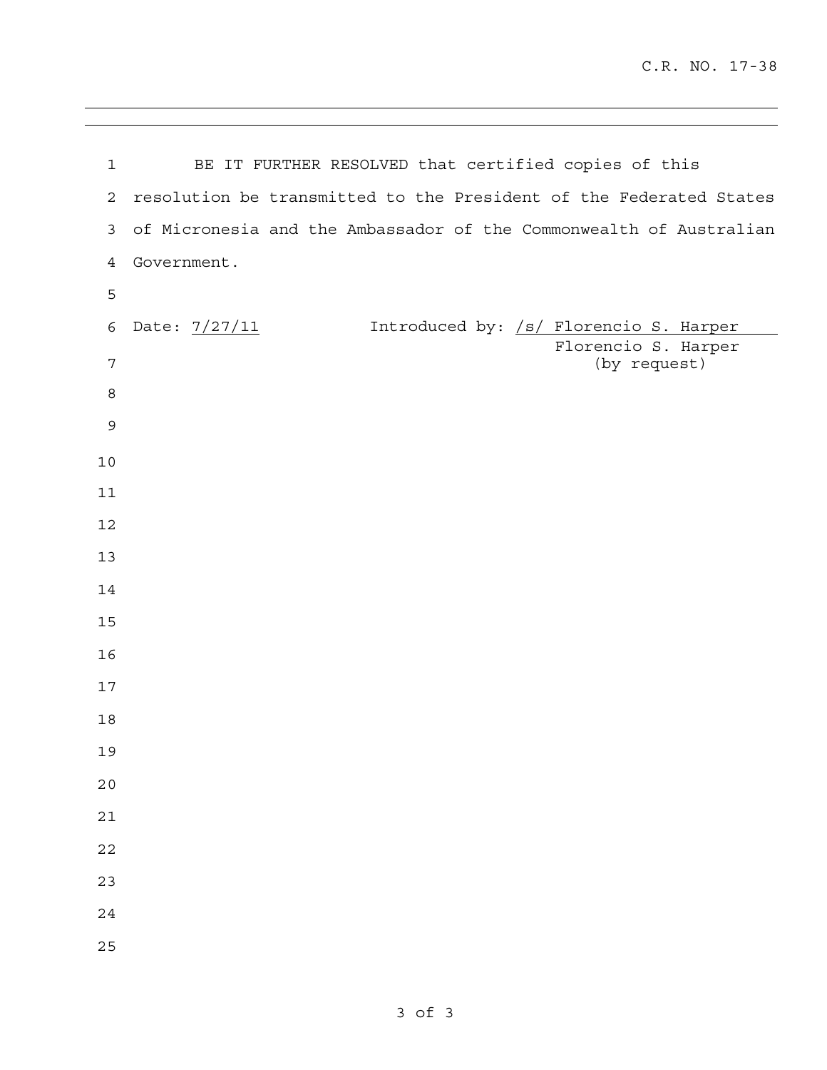BE IT FURTHER RESOLVED that certified copies of this resolution be transmitted to the President of the Federated States of Micronesia and the Ambassador of the Commonwealth of Australian Government.

Date: 7/27/11

Introduced by: /s/ Florencio S. Harper
Florencio S. Harper
(by request)